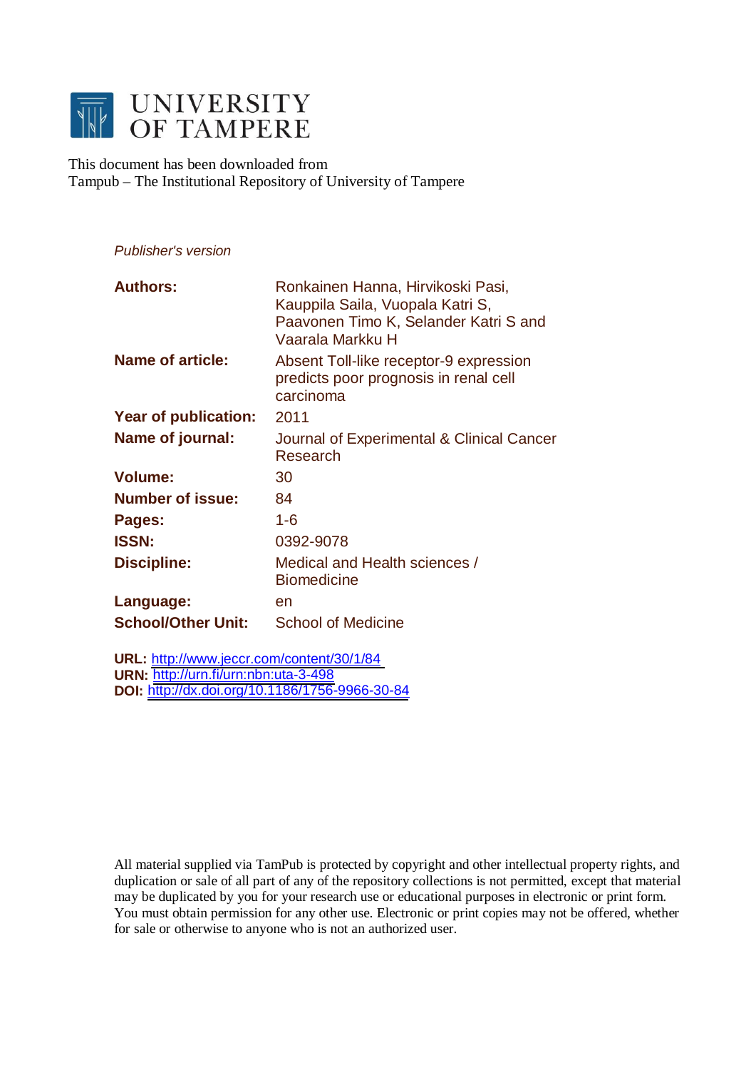# UNIVERSITY OF TAMPERE

This document has been downloaded from
Tampub – The Institutional Repository of University of Tampere

*Publisher's version*

| | |
|---|---|
| **Authors:** | Ronkainen Hanna, Hirvikoski Pasi, Kauppila Saila, Vuopala Katri S, Paavonen Timo K, Selander Katri S and Vaarala Markku H |
| **Name of article:** | Absent Toll-like receptor-9 expression predicts poor prognosis in renal cell carcinoma |
| **Year of publication:** | 2011 |
| **Name of journal:** | Journal of Experimental & Clinical Cancer Research |
| **Volume:** | 30 |
| **Number of issue:** | 84 |
| **Pages:** | 1-6 |
| **ISSN:** | 0392-9078 |
| **Discipline:** | Medical and Health sciences / Biomedicine |
| **Language:** | en |
| **School/Other Unit:** | School of Medicine |

**URL:** http://www.jeccr.com/content/30/1/84
**URN:** http://urn.fi/urn:nbn:uta-3-498
**DOI:** http://dx.doi.org/10.1186/1756-9966-30-84

All material supplied via TamPub is protected by copyright and other intellectual property rights, and duplication or sale of all part of any of the repository collections is not permitted, except that material may be duplicated by you for your research use or educational purposes in electronic or print form. You must obtain permission for any other use. Electronic or print copies may not be offered, whether for sale or otherwise to anyone who is not an authorized user.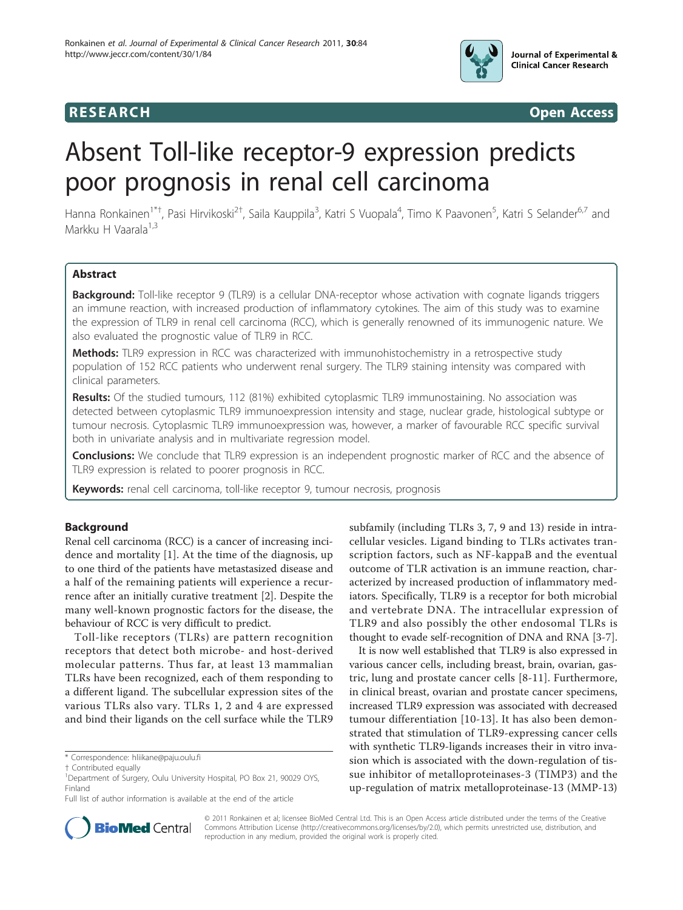# Absent Toll-like receptor-9 expression predicts poor prognosis in renal cell carcinoma

Hanna Ronkainen[1*†], Pasi Hirvikoski[2†], Saila Kauppila[3], Katri S Vuopala[4], Timo K Paavonen[5], Katri S Selander[6,7] and Markku H Vaarala[1,3]

## Abstract

**Background:** Toll-like receptor 9 (TLR9) is a cellular DNA-receptor whose activation with cognate ligands triggers an immune reaction, with increased production of inflammatory cytokines. The aim of this study was to examine the expression of TLR9 in renal cell carcinoma (RCC), which is generally renowned of its immunogenic nature. We also evaluated the prognostic value of TLR9 in RCC.

**Methods:** TLR9 expression in RCC was characterized with immunohistochemistry in a retrospective study population of 152 RCC patients who underwent renal surgery. The TLR9 staining intensity was compared with clinical parameters.

**Results:** Of the studied tumours, 112 (81%) exhibited cytoplasmic TLR9 immunostaining. No association was detected between cytoplasmic TLR9 immunoexpression intensity and stage, nuclear grade, histological subtype or tumour necrosis. Cytoplasmic TLR9 immunoexpression was, however, a marker of favourable RCC specific survival both in univariate analysis and in multivariate regression model.

**Conclusions:** We conclude that TLR9 expression is an independent prognostic marker of RCC and the absence of TLR9 expression is related to poorer prognosis in RCC.

**Keywords:** renal cell carcinoma, toll-like receptor 9, tumour necrosis, prognosis

## Background

Renal cell carcinoma (RCC) is a cancer of increasing incidence and mortality [1]. At the time of the diagnosis, up to one third of the patients have metastasized disease and a half of the remaining patients will experience a recurrence after an initially curative treatment [2]. Despite the many well-known prognostic factors for the disease, the behaviour of RCC is very difficult to predict.

Toll-like receptors (TLRs) are pattern recognition receptors that detect both microbe- and host-derived molecular patterns. Thus far, at least 13 mammalian TLRs have been recognized, each of them responding to a different ligand. The subcellular expression sites of the various TLRs also vary. TLRs 1, 2 and 4 are expressed and bind their ligands on the cell surface while the TLR9 subfamily (including TLRs 3, 7, 9 and 13) reside in intracellular vesicles. Ligand binding to TLRs activates transcription factors, such as NF-kappaB and the eventual outcome of TLR activation is an immune reaction, characterized by increased production of inflammatory mediators. Specifically, TLR9 is a receptor for both microbial and vertebrate DNA. The intracellular expression of TLR9 and also possibly the other endosomal TLRs is thought to evade self-recognition of DNA and RNA [3-7].

It is now well established that TLR9 is also expressed in various cancer cells, including breast, brain, ovarian, gastric, lung and prostate cancer cells [8-11]. Furthermore, in clinical breast, ovarian and prostate cancer specimens, increased TLR9 expression was associated with decreased tumour differentiation [10-13]. It has also been demonstrated that stimulation of TLR9-expressing cancer cells with synthetic TLR9-ligands increases their in vitro invasion which is associated with the down-regulation of tissue inhibitor of metalloproteinases-3 (TIMP3) and the up-regulation of matrix metalloproteinase-13 (MMP-13)

\* Correspondence: hliikane@paju.oulu.fi

† Contributed equally

[1]Department of Surgery, Oulu University Hospital, PO Box 21, 90029 OYS, Finland

Full list of author information is available at the end of the article

© 2011 Ronkainen et al; licensee BioMed Central Ltd. This is an Open Access article distributed under the terms of the Creative Commons Attribution License (http://creativecommons.org/licenses/by/2.0), which permits unrestricted use, distribution, and reproduction in any medium, provided the original work is properly cited.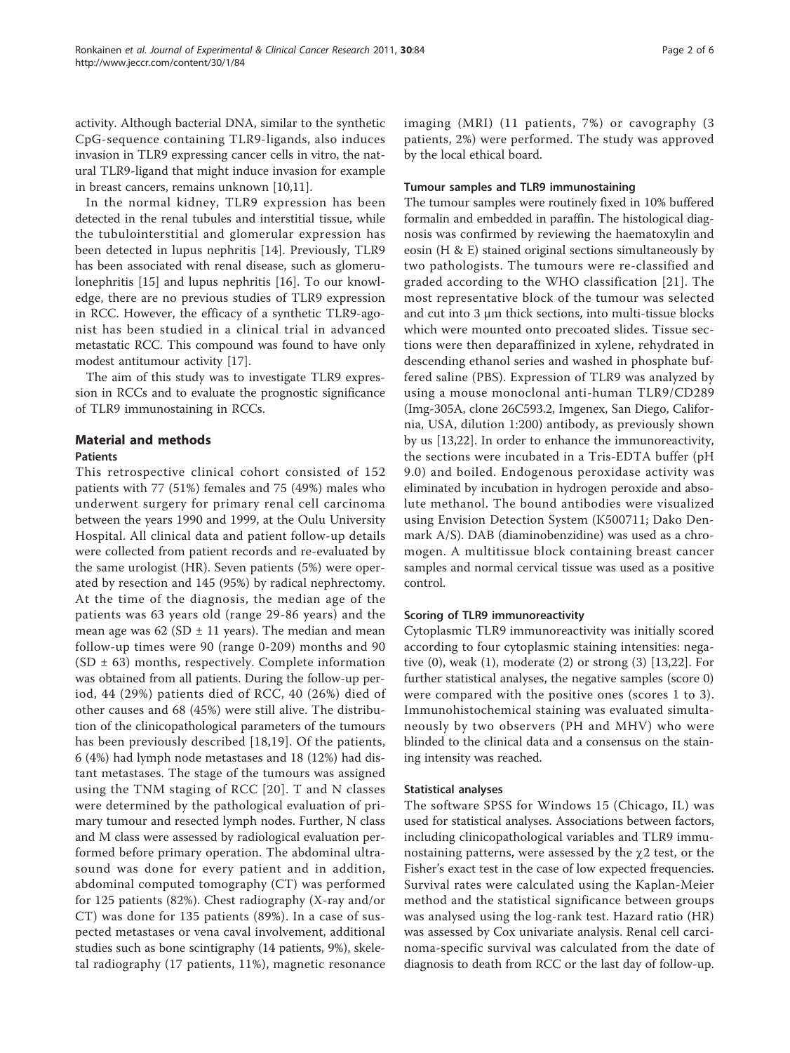activity. Although bacterial DNA, similar to the synthetic CpG-sequence containing TLR9-ligands, also induces invasion in TLR9 expressing cancer cells in vitro, the natural TLR9-ligand that might induce invasion for example in breast cancers, remains unknown [10,11].

In the normal kidney, TLR9 expression has been detected in the renal tubules and interstitial tissue, while the tubulointerstitial and glomerular expression has been detected in lupus nephritis [14]. Previously, TLR9 has been associated with renal disease, such as glomerulonephritis [15] and lupus nephritis [16]. To our knowledge, there are no previous studies of TLR9 expression in RCC. However, the efficacy of a synthetic TLR9-agonist has been studied in a clinical trial in advanced metastatic RCC. This compound was found to have only modest antitumour activity [17].

The aim of this study was to investigate TLR9 expression in RCCs and to evaluate the prognostic significance of TLR9 immunostaining in RCCs.

## Material and methods

### Patients

This retrospective clinical cohort consisted of 152 patients with 77 (51%) females and 75 (49%) males who underwent surgery for primary renal cell carcinoma between the years 1990 and 1999, at the Oulu University Hospital. All clinical data and patient follow-up details were collected from patient records and re-evaluated by the same urologist (HR). Seven patients (5%) were operated by resection and 145 (95%) by radical nephrectomy. At the time of the diagnosis, the median age of the patients was 63 years old (range 29-86 years) and the mean age was 62 (SD ± 11 years). The median and mean follow-up times were 90 (range 0-209) months and 90 (SD ± 63) months, respectively. Complete information was obtained from all patients. During the follow-up period, 44 (29%) patients died of RCC, 40 (26%) died of other causes and 68 (45%) were still alive. The distribution of the clinicopathological parameters of the tumours has been previously described [18,19]. Of the patients, 6 (4%) had lymph node metastases and 18 (12%) had distant metastases. The stage of the tumours was assigned using the TNM staging of RCC [20]. T and N classes were determined by the pathological evaluation of primary tumour and resected lymph nodes. Further, N class and M class were assessed by radiological evaluation performed before primary operation. The abdominal ultrasound was done for every patient and in addition, abdominal computed tomography (CT) was performed for 125 patients (82%). Chest radiography (X-ray and/or CT) was done for 135 patients (89%). In a case of suspected metastases or vena caval involvement, additional studies such as bone scintigraphy (14 patients, 9%), skeletal radiography (17 patients, 11%), magnetic resonance imaging (MRI) (11 patients, 7%) or cavography (3 patients, 2%) were performed. The study was approved by the local ethical board.

### Tumour samples and TLR9 immunostaining

The tumour samples were routinely fixed in 10% buffered formalin and embedded in paraffin. The histological diagnosis was confirmed by reviewing the haematoxylin and eosin (H & E) stained original sections simultaneously by two pathologists. The tumours were re-classified and graded according to the WHO classification [21]. The most representative block of the tumour was selected and cut into 3 μm thick sections, into multi-tissue blocks which were mounted onto precoated slides. Tissue sections were then deparaffinized in xylene, rehydrated in descending ethanol series and washed in phosphate buffered saline (PBS). Expression of TLR9 was analyzed by using a mouse monoclonal anti-human TLR9/CD289 (Img-305A, clone 26C593.2, Imgenex, San Diego, California, USA, dilution 1:200) antibody, as previously shown by us [13,22]. In order to enhance the immunoreactivity, the sections were incubated in a Tris-EDTA buffer (pH 9.0) and boiled. Endogenous peroxidase activity was eliminated by incubation in hydrogen peroxide and absolute methanol. The bound antibodies were visualized using Envision Detection System (K500711; Dako Denmark A/S). DAB (diaminobenzidine) was used as a chromogen. A multitissue block containing breast cancer samples and normal cervical tissue was used as a positive control.

### Scoring of TLR9 immunoreactivity

Cytoplasmic TLR9 immunoreactivity was initially scored according to four cytoplasmic staining intensities: negative (0), weak (1), moderate (2) or strong (3) [13,22]. For further statistical analyses, the negative samples (score 0) were compared with the positive ones (scores 1 to 3). Immunohistochemical staining was evaluated simultaneously by two observers (PH and MHV) who were blinded to the clinical data and a consensus on the staining intensity was reached.

### Statistical analyses

The software SPSS for Windows 15 (Chicago, IL) was used for statistical analyses. Associations between factors, including clinicopathological variables and TLR9 immunostaining patterns, were assessed by the $\chi 2$ test, or the Fisher's exact test in the case of low expected frequencies. Survival rates were calculated using the Kaplan-Meier method and the statistical significance between groups was analysed using the log-rank test. Hazard ratio (HR) was assessed by Cox univariate analysis. Renal cell carcinoma-specific survival was calculated from the date of diagnosis to death from RCC or the last day of follow-up.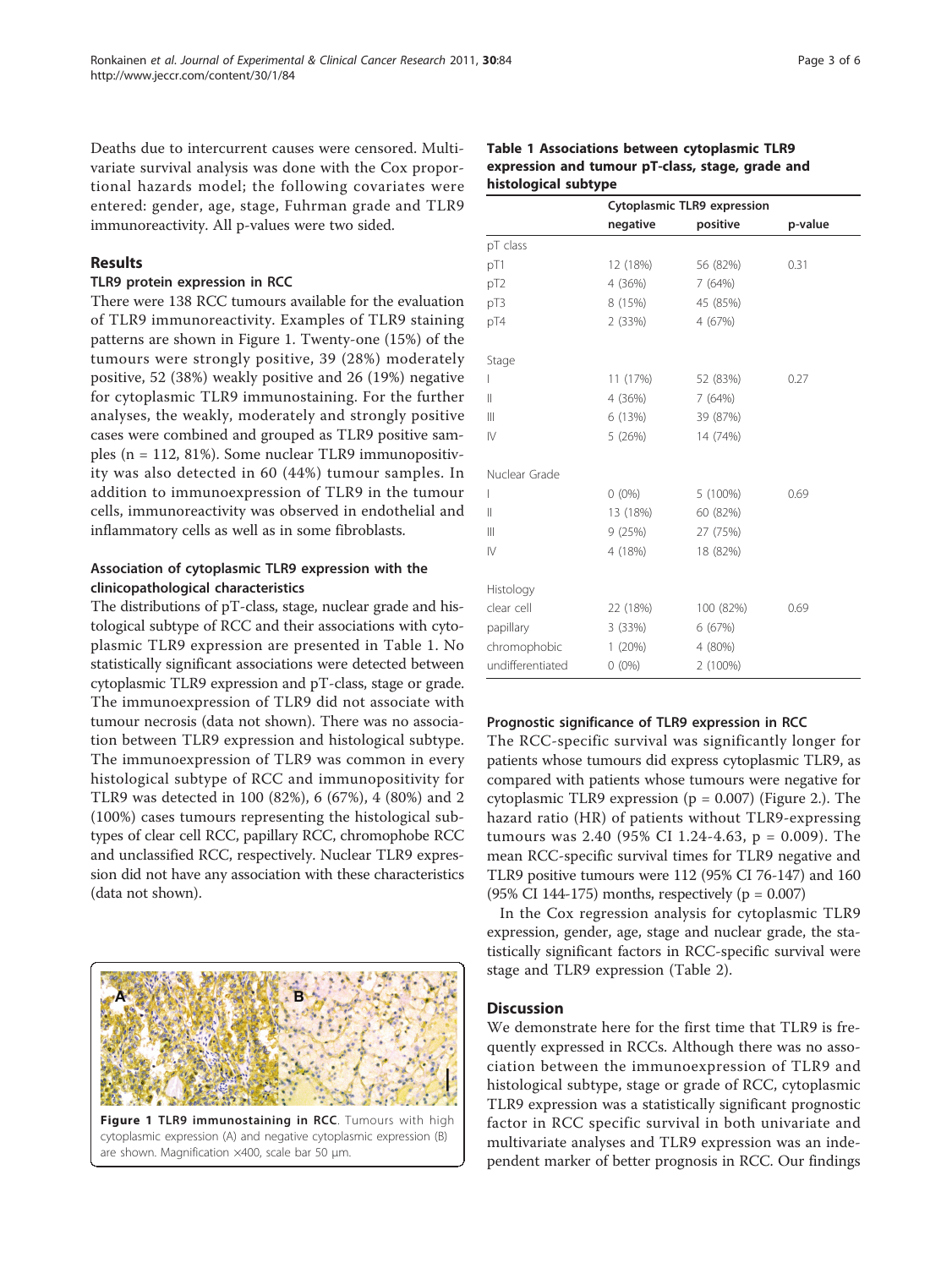Deaths due to intercurrent causes were censored. Multivariate survival analysis was done with the Cox proportional hazards model; the following covariates were entered: gender, age, stage, Fuhrman grade and TLR9 immunoreactivity. All p-values were two sided.

## Results

### TLR9 protein expression in RCC

There were 138 RCC tumours available for the evaluation of TLR9 immunoreactivity. Examples of TLR9 staining patterns are shown in Figure 1. Twenty-one (15%) of the tumours were strongly positive, 39 (28%) moderately positive, 52 (38%) weakly positive and 26 (19%) negative for cytoplasmic TLR9 immunostaining. For the further analyses, the weakly, moderately and strongly positive cases were combined and grouped as TLR9 positive samples (n = 112, 81%). Some nuclear TLR9 immunopositivity was also detected in 60 (44%) tumour samples. In addition to immunoexpression of TLR9 in the tumour cells, immunoreactivity was observed in endothelial and inflammatory cells as well as in some fibroblasts.

### Association of cytoplasmic TLR9 expression with the clinicopathological characteristics

The distributions of pT-class, stage, nuclear grade and histological subtype of RCC and their associations with cytoplasmic TLR9 expression are presented in Table 1. No statistically significant associations were detected between cytoplasmic TLR9 expression and pT-class, stage or grade. The immunoexpression of TLR9 did not associate with tumour necrosis (data not shown). There was no association between TLR9 expression and histological subtype. The immunoexpression of TLR9 was common in every histological subtype of RCC and immunopositivity for TLR9 was detected in 100 (82%), 6 (67%), 4 (80%) and 2 (100%) cases tumours representing the histological subtypes of clear cell RCC, papillary RCC, chromophobe RCC and unclassified RCC, respectively. Nuclear TLR9 expression did not have any association with these characteristics (data not shown).

Figure 1 TLR9 immunostaining in RCC. Tumours with high cytoplasmic expression (A) and negative cytoplasmic expression (B) are shown. Magnification ×400, scale bar 50 μm.

**Table 1 Associations between cytoplasmic TLR9 expression and tumour pT-class, stage, grade and histological subtype**

| | Cytoplasmic TLR9 expression | | |
|---|---|---|---|
| | negative | positive | p-value |
| pT class | | | |
| pT1 | 12 (18%) | 56 (82%) | 0.31 |
| pT2 | 4 (36%) | 7 (64%) | |
| pT3 | 8 (15%) | 45 (85%) | |
| pT4 | 2 (33%) | 4 (67%) | |
| Stage | | | |
| I | 11 (17%) | 52 (83%) | 0.27 |
| II | 4 (36%) | 7 (64%) | |
| III | 6 (13%) | 39 (87%) | |
| IV | 5 (26%) | 14 (74%) | |
| Nuclear Grade | | | |
| I | 0 (0%) | 5 (100%) | 0.69 |
| II | 13 (18%) | 60 (82%) | |
| III | 9 (25%) | 27 (75%) | |
| IV | 4 (18%) | 18 (82%) | |
| Histology | | | |
| clear cell | 22 (18%) | 100 (82%) | 0.69 |
| papillary | 3 (33%) | 6 (67%) | |
| chromophobic | 1 (20%) | 4 (80%) | |
| undifferentiated | 0 (0%) | 2 (100%) | |

### Prognostic significance of TLR9 expression in RCC

The RCC-specific survival was significantly longer for patients whose tumours did express cytoplasmic TLR9, as compared with patients whose tumours were negative for cytoplasmic TLR9 expression (p = 0.007) (Figure 2.). The hazard ratio (HR) of patients without TLR9-expressing tumours was 2.40 (95% CI 1.24-4.63, p = 0.009). The mean RCC-specific survival times for TLR9 negative and TLR9 positive tumours were 112 (95% CI 76-147) and 160 (95% CI 144-175) months, respectively (p = 0.007)

In the Cox regression analysis for cytoplasmic TLR9 expression, gender, age, stage and nuclear grade, the statistically significant factors in RCC-specific survival were stage and TLR9 expression (Table 2).

## Discussion

We demonstrate here for the first time that TLR9 is frequently expressed in RCCs. Although there was no association between the immunoexpression of TLR9 and histological subtype, stage or grade of RCC, cytoplasmic TLR9 expression was a statistically significant prognostic factor in RCC specific survival in both univariate and multivariate analyses and TLR9 expression was an independent marker of better prognosis in RCC. Our findings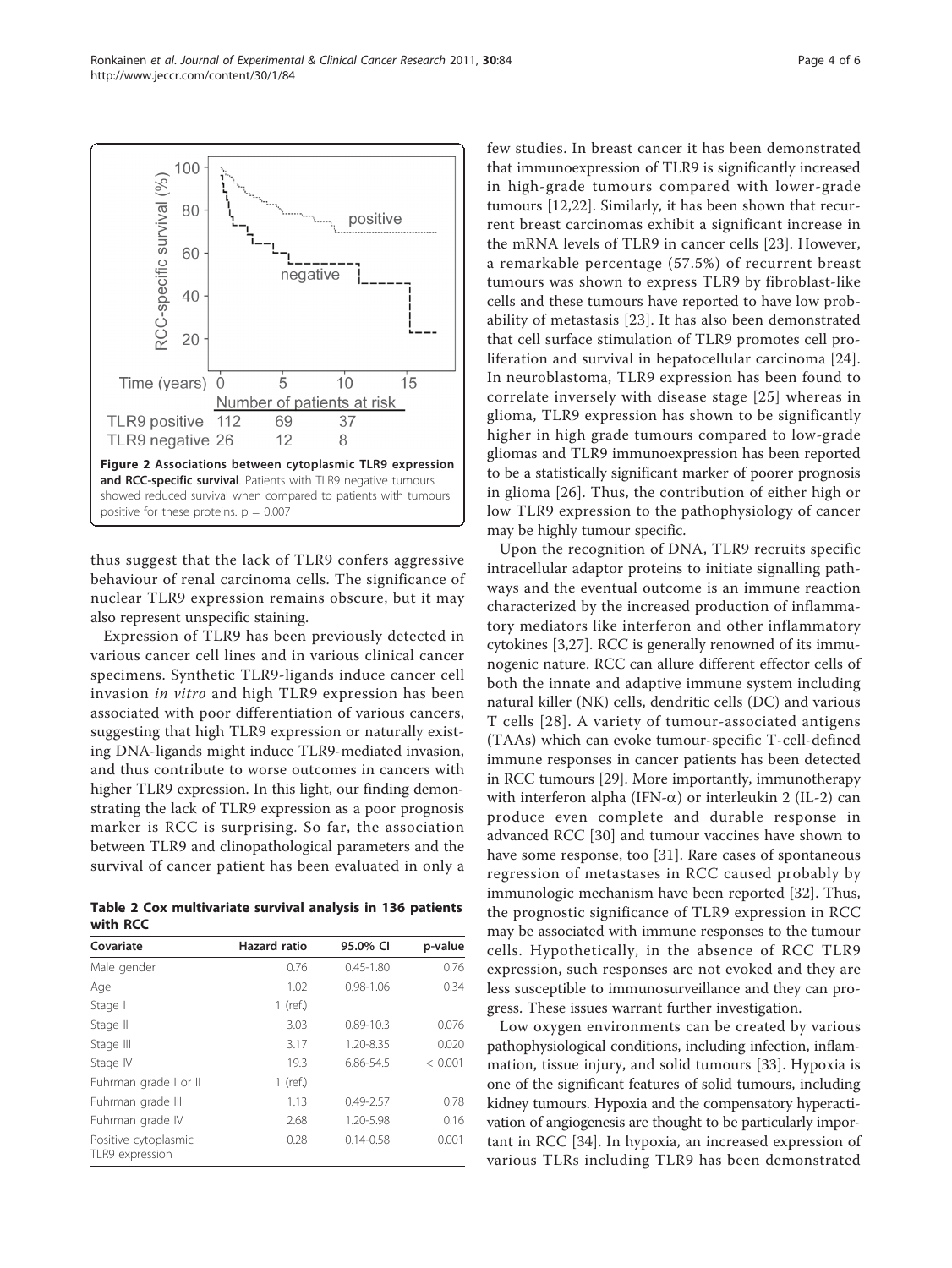Figure 2 **Associations between cytoplasmic TLR9 expression and RCC-specific survival**. Patients with TLR9 negative tumours showed reduced survival when compared to patients with tumours positive for these proteins. p = 0.007

thus suggest that the lack of TLR9 confers aggressive behaviour of renal carcinoma cells. The significance of nuclear TLR9 expression remains obscure, but it may also represent unspecific staining.

Expression of TLR9 has been previously detected in various cancer cell lines and in various clinical cancer specimens. Synthetic TLR9-ligands induce cancer cell invasion *in vitro* and high TLR9 expression has been associated with poor differentiation of various cancers, suggesting that high TLR9 expression or naturally existing DNA-ligands might induce TLR9-mediated invasion, and thus contribute to worse outcomes in cancers with higher TLR9 expression. In this light, our finding demonstrating the lack of TLR9 expression as a poor prognosis marker is RCC is surprising. So far, the association between TLR9 and clinopathological parameters and the survival of cancer patient has been evaluated in only a few studies. In breast cancer it has been demonstrated that immunoexpression of TLR9 is significantly increased in high-grade tumours compared with lower-grade tumours [12,22]. Similarly, it has been shown that recurrent breast carcinomas exhibit a significant increase in the mRNA levels of TLR9 in cancer cells [23]. However, a remarkable percentage (57.5%) of recurrent breast tumours was shown to express TLR9 by fibroblast-like cells and these tumours have reported to have low probability of metastasis [23]. It has also been demonstrated that cell surface stimulation of TLR9 promotes cell proliferation and survival in hepatocellular carcinoma [24]. In neuroblastoma, TLR9 expression has been found to correlate inversely with disease stage [25] whereas in glioma, TLR9 expression has shown to be significantly higher in high grade tumours compared to low-grade gliomas and TLR9 immunoexpression has been reported to be a statistically significant marker of poorer prognosis in glioma [26]. Thus, the contribution of either high or low TLR9 expression to the pathophysiology of cancer may be highly tumour specific.

**Table 2 Cox multivariate survival analysis in 136 patients with RCC**

| Covariate | Hazard ratio | 95.0% CI | p-value |
|---|---|---|---|
| Male gender | 0.76 | 0.45-1.80 | 0.76 |
| Age | 1.02 | 0.98-1.06 | 0.34 |
| Stage I | 1 (ref.) | | |
| Stage II | 3.03 | 0.89-10.3 | 0.076 |
| Stage III | 3.17 | 1.20-8.35 | 0.020 |
| Stage IV | 19.3 | 6.86-54.5 | < 0.001 |
| Fuhrman grade I or II | 1 (ref.) | | |
| Fuhrman grade III | 1.13 | 0.49-2.57 | 0.78 |
| Fuhrman grade IV | 2.68 | 1.20-5.98 | 0.16 |
| Positive cytoplasmic TLR9 expression | 0.28 | 0.14-0.58 | 0.001 |

Upon the recognition of DNA, TLR9 recruits specific intracellular adaptor proteins to initiate signalling pathways and the eventual outcome is an immune reaction characterized by the increased production of inflammatory mediators like interferon and other inflammatory cytokines [3,27]. RCC is generally renowned of its immunogenic nature. RCC can allure different effector cells of both the innate and adaptive immune system including natural killer (NK) cells, dendritic cells (DC) and various T cells [28]. A variety of tumour-associated antigens (TAAs) which can evoke tumour-specific T-cell-defined immune responses in cancer patients has been detected in RCC tumours [29]. More importantly, immunotherapy with interferon alpha (IFN-$\alpha$) or interleukin 2 (IL-2) can produce even complete and durable response in advanced RCC [30] and tumour vaccines have shown to have some response, too [31]. Rare cases of spontaneous regression of metastases in RCC caused probably by immunologic mechanism have been reported [32]. Thus, the prognostic significance of TLR9 expression in RCC may be associated with immune responses to the tumour cells. Hypothetically, in the absence of RCC TLR9 expression, such responses are not evoked and they are less susceptible to immunosurveillance and they can progress. These issues warrant further investigation.

Low oxygen environments can be created by various pathophysiological conditions, including infection, inflammation, tissue injury, and solid tumours [33]. Hypoxia is one of the significant features of solid tumours, including kidney tumours. Hypoxia and the compensatory hyperactivation of angiogenesis are thought to be particularly important in RCC [34]. In hypoxia, an increased expression of various TLRs including TLR9 has been demonstrated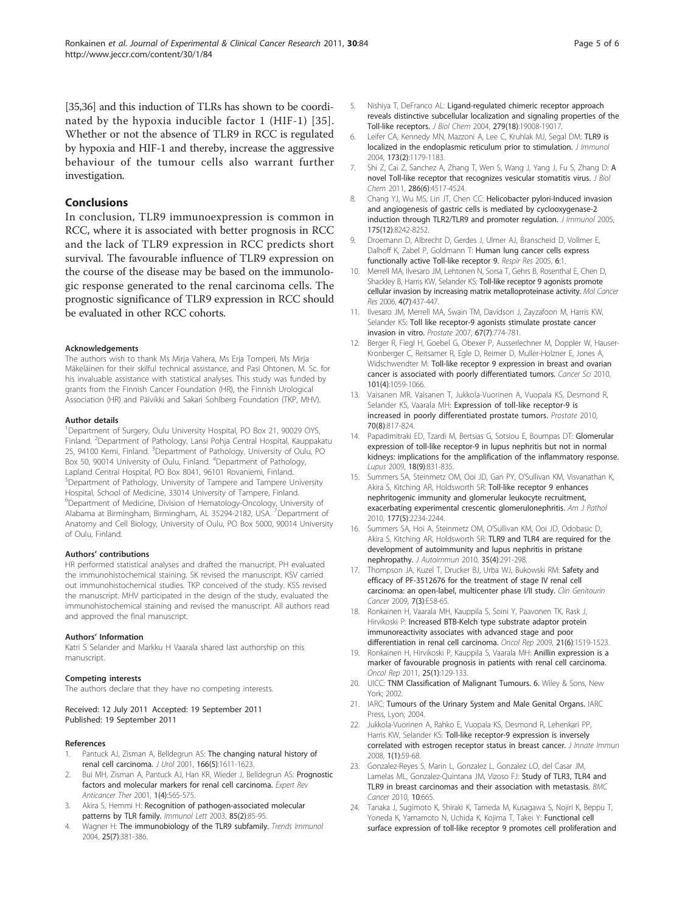[35,36] and this induction of TLRs has shown to be coordinated by the hypoxia inducible factor 1 (HIF-1) [35]. Whether or not the absence of TLR9 in RCC is regulated by hypoxia and HIF-1 and thereby, increase the aggressive behaviour of the tumour cells also warrant further investigation.

## Conclusions

In conclusion, TLR9 immunoexpression is common in RCC, where it is associated with better prognosis in RCC and the lack of TLR9 expression in RCC predicts short survival. The favourable influence of TLR9 expression on the course of the disease may be based on the immunologic response generated to the renal carcinoma cells. The prognostic significance of TLR9 expression in RCC should be evaluated in other RCC cohorts.

#### Acknowledgements

The authors wish to thank Ms Mirja Vahera, Ms Erja Tomperi, Ms Mirja Mäkeläinen for their skilful technical assistance, and Pasi Ohtonen, M. Sc. for his invaluable assistance with statistical analyses. This study was funded by grants from the Finnish Cancer Foundation (HR), the Finnish Urological Association (HR) and Päivikki and Sakari Sohlberg Foundation (TKP, MHV).

#### Author details

[1]Department of Surgery, Oulu University Hospital, PO Box 21, 90029 OYS, Finland. [2]Department of Pathology, Lansi Pohja Central Hospital, Kauppakatu 25, 94100 Kemi, Finland. [3]Department of Pathology, University of Oulu, PO Box 50, 90014 University of Oulu, Finland. [4]Department of Pathology, Lapland Central Hospital, PO Box 8041, 96101 Rovaniemi, Finland. [5]Department of Pathology, University of Tampere and Tampere University Hospital, School of Medicine, 33014 University of Tampere, Finland. [6]Department of Medicine, Division of Hematology-Oncology, University of Alabama at Birmingham, Birmingham, AL 35294-2182, USA. [7]Department of Anatomy and Cell Biology, University of Oulu, PO Box 5000, 90014 University of Oulu, Finland.

#### Authors' contributions

HR performed statistical analyses and drafted the manucript. PH evaluated the immunohistochemical staining. SK revised the manuscript. KSV carried out immunohistochemical studies. TKP conceived of the study. KSS revised the manuscript. MHV participated in the design of the study, evaluated the immunohistochemical staining and revised the manuscript. All authors read and approved the final manuscript.

#### Authors' Information

Katri S Selander and Markku H Vaarala shared last authorship on this manuscript.

#### Competing interests

The authors declare that they have no competing interests.

Received: 12 July 2011 Accepted: 19 September 2011
Published: 19 September 2011

#### References

1. Pantuck AJ, Zisman A, Belldegrun AS: The changing natural history of renal cell carcinoma. *J Urol* 2001, 166(5):1611-1623.
2. Bui MH, Zisman A, Pantuck AJ, Han KR, Wieder J, Belldegrun AS: Prognostic factors and molecular markers for renal cell carcinoma. *Expert Rev Anticancer Ther* 2001, 1(4):565-575.
3. Akira S, Hemmi H: Recognition of pathogen-associated molecular patterns by TLR family. *Immunol Lett* 2003, 85(2):85-95.
4. Wagner H: The immunobiology of the TLR9 subfamily. *Trends Immunol* 2004, 25(7):381-386.
5. Nishiya T, DeFranco AL: Ligand-regulated chimeric receptor approach reveals distinctive subcellular localization and signaling properties of the Toll-like receptors. *J Biol Chem* 2004, 279(18):19008-19017.
6. Leifer CA, Kennedy MN, Mazzoni A, Lee C, Kruhlak MJ, Segal DM: TLR9 is localized in the endoplasmic reticulum prior to stimulation. *J Immunol* 2004, 173(2):1179-1183.
7. Shi Z, Cai Z, Sanchez A, Zhang T, Wen S, Wang J, Yang J, Fu S, Zhang D: A novel Toll-like receptor that recognizes vesicular stomatitis virus. *J Biol Chem* 2011, 286(6):4517-4524.
8. Chang YJ, Wu MS, Lin JT, Chen CC: Helicobacter pylori-Induced invasion and angiogenesis of gastric cells is mediated by cyclooxygenase-2 induction through TLR2/TLR9 and promoter regulation. *J Immunol* 2005, 175(12):8242-8252.
9. Droemann D, Albrecht D, Gerdes J, Ulmer AJ, Branscheid D, Vollmer E, Dalhoff K, Zabel P, Goldmann T: Human lung cancer cells express functionally active Toll-like receptor 9. *Respir Res* 2005, 6:1.
10. Merrell MA, Ilvesaro JM, Lehtonen N, Sorsa T, Gehrs B, Rosenthal E, Chen D, Shackley B, Harris KW, Selander KS: Toll-like receptor 9 agonists promote cellular invasion by increasing matrix metalloproteinase activity. *Mol Cancer Res* 2006, 4(7):437-447.
11. Ilvesaro JM, Merrell MA, Swain TM, Davidson J, Zayzafoon M, Harris KW, Selander KS: Toll like receptor-9 agonists stimulate prostate cancer invasion in vitro. *Prostate* 2007, 67(7):774-781.
12. Berger R, Fiegl H, Goebel G, Obexer P, Ausserlechner M, Doppler W, Hauser-Kronberger C, Reitsamer R, Egle D, Reimer D, Muller-Holzner E, Jones A, Widschwendter M: Toll-like receptor 9 expression in breast and ovarian cancer is associated with poorly differentiated tumors. *Cancer Sci* 2010, 101(4):1059-1066.
13. Vaisanen MR, Vaisanen T, Jukkola-Vuorinen A, Vuopala KS, Desmond R, Selander KS, Vaarala MH: Expression of toll-like receptor-9 is increased in poorly differentiated prostate tumors. *Prostate* 2010, 70(8):817-824.
14. Papadimitraki ED, Tzardi M, Bertsias G, Sotsiou E, Boumpas DT: Glomerular expression of toll-like receptor-9 in lupus nephritis but not in normal kidneys: implications for the amplification of the inflammatory response. *Lupus* 2009, 18(9):831-835.
15. Summers SA, Steinmetz OM, Ooi JD, Gan PY, O'Sullivan KM, Visvanathan K, Akira S, Kitching AR, Holdsworth SR: Toll-like receptor 9 enhances nephritogenic immunity and glomerular leukocyte recruitment, exacerbating experimental crescentic glomerulonephritis. *Am J Pathol* 2010, 177(5):2234-2244.
16. Summers SA, Hoi A, Steinmetz OM, O'Sullivan KM, Ooi JD, Odobasic D, Akira S, Kitching AR, Holdsworth SR: TLR9 and TLR4 are required for the development of autoimmunity and lupus nephritis in pristane nephropathy. *J Autoimmun* 2010, 35(4):291-298.
17. Thompson JA, Kuzel T, Drucker BJ, Urba WJ, Bukowski RM: Safety and efficacy of PF-3512676 for the treatment of stage IV renal cell carcinoma: an open-label, multicenter phase I/II study. *Clin Genitourin Cancer* 2009, 7(3):E58-65.
18. Ronkainen H, Vaarala MH, Kauppila S, Soini Y, Paavonen TK, Rask J, Hirvikoski P: Increased BTB-Kelch type substrate adaptor protein immunoreactivity associates with advanced stage and poor differentiation in renal cell carcinoma. *Oncol Rep* 2009, 21(6):1519-1523.
19. Ronkainen H, Hirvikoski P, Kauppila S, Vaarala MH: Anillin expression is a marker of favourable prognosis in patients with renal cell carcinoma. *Oncol Rep* 2011, 25(1):129-133.
20. UICC: TNM Classification of Malignant Tumours. 6. Wiley & Sons, New York; 2002.
21. IARC: Tumours of the Urinary System and Male Genital Organs. IARC Press, Lyon; 2004.
22. Jukkola-Vuorinen A, Rahko E, Vuopala KS, Desmond R, Lehenkari PP, Harris KW, Selander KS: Toll-like receptor-9 expression is inversely correlated with estrogen receptor status in breast cancer. *J Innate Immun* 2008, 1(1):59-68.
23. Gonzalez-Reyes S, Marin L, Gonzalez L, Gonzalez LO, del Casar JM, Lamelas ML, Gonzalez-Quintana JM, Vizoso FJ: Study of TLR3, TLR4 and TLR9 in breast carcinomas and their association with metastasis. *BMC Cancer* 2010, 10:665.
24. Tanaka J, Sugimoto K, Shiraki K, Tameda M, Kusagawa S, Nojiri K, Beppu T, Yoneda K, Yamamoto N, Uchida K, Kojima T, Takei Y: Functional cell surface expression of toll-like receptor 9 promotes cell proliferation and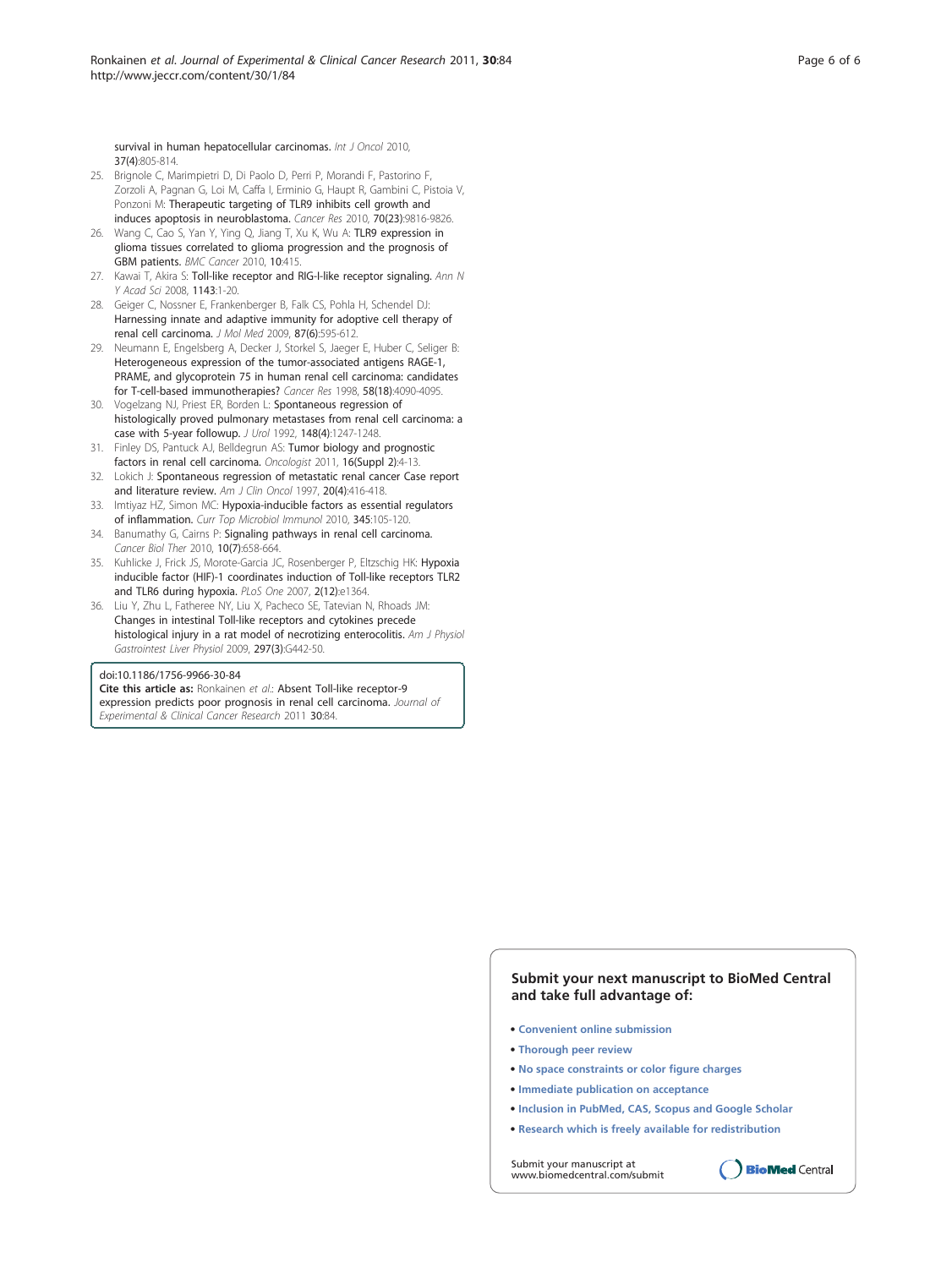survival in human hepatocellular carcinomas. *Int J Oncol* 2010, **37(4)**:805-814.

25. Brignole C, Marimpietri D, Di Paolo D, Perri P, Morandi F, Pastorino F, Zorzoli A, Pagnan G, Loi M, Caffa I, Erminio G, Haupt R, Gambini C, Pistoia V, Ponzoni M: **Therapeutic targeting of TLR9 inhibits cell growth and induces apoptosis in neuroblastoma.** *Cancer Res* 2010, **70(23)**:9816-9826.
26. Wang C, Cao S, Yan Y, Ying Q, Jiang T, Xu K, Wu A: **TLR9 expression in glioma tissues correlated to glioma progression and the prognosis of GBM patients.** *BMC Cancer* 2010, **10**:415.
27. Kawai T, Akira S: **Toll-like receptor and RIG-I-like receptor signaling.** *Ann N Y Acad Sci* 2008, **1143**:1-20.
28. Geiger C, Nossner E, Frankenberger B, Falk CS, Pohla H, Schendel DJ: **Harnessing innate and adaptive immunity for adoptive cell therapy of renal cell carcinoma.** *J Mol Med* 2009, **87(6)**:595-612.
29. Neumann E, Engelsberg A, Decker J, Storkel S, Jaeger E, Huber C, Seliger B: **Heterogeneous expression of the tumor-associated antigens RAGE-1, PRAME, and glycoprotein 75 in human renal cell carcinoma: candidates for T-cell-based immunotherapies?** *Cancer Res* 1998, **58(18)**:4090-4095.
30. Vogelzang NJ, Priest ER, Borden L: **Spontaneous regression of histologically proved pulmonary metastases from renal cell carcinoma: a case with 5-year followup.** *J Urol* 1992, **148(4)**:1247-1248.
31. Finley DS, Pantuck AJ, Belldegrun AS: **Tumor biology and prognostic factors in renal cell carcinoma.** *Oncologist* 2011, **16(Suppl 2)**:4-13.
32. Lokich J: **Spontaneous regression of metastatic renal cancer Case report and literature review.** *Am J Clin Oncol* 1997, **20(4)**:416-418.
33. Imtiyaz HZ, Simon MC: **Hypoxia-inducible factors as essential regulators of inflammation.** *Curr Top Microbiol Immunol* 2010, **345**:105-120.
34. Banumathy G, Cairns P: **Signaling pathways in renal cell carcinoma.** *Cancer Biol Ther* 2010, **10(7)**:658-664.
35. Kuhlicke J, Frick JS, Morote-Garcia JC, Rosenberger P, Eltzschig HK: **Hypoxia inducible factor (HIF)-1 coordinates induction of Toll-like receptors TLR2 and TLR6 during hypoxia.** *PLoS One* 2007, **2(12)**:e1364.
36. Liu Y, Zhu L, Fatheree NY, Liu X, Pacheco SE, Tatevian N, Rhoads JM: **Changes in intestinal Toll-like receptors and cytokines precede histological injury in a rat model of necrotizing enterocolitis.** *Am J Physiol Gastrointest Liver Physiol* 2009, **297(3)**:G442-50.

doi:10.1186/1756-9966-30-84
**Cite this article as:** Ronkainen *et al.*: Absent Toll-like receptor-9 expression predicts poor prognosis in renal cell carcinoma. *Journal of Experimental & Clinical Cancer Research* 2011 **30**:84.

**Submit your next manuscript to BioMed Central and take full advantage of:**

- **Convenient online submission**
- **Thorough peer review**
- **No space constraints or color figure charges**
- **Immediate publication on acceptance**
- **Inclusion in PubMed, CAS, Scopus and Google Scholar**
- **Research which is freely available for redistribution**

Submit your manuscript at
www.biomedcentral.com/submit

BioMed Central